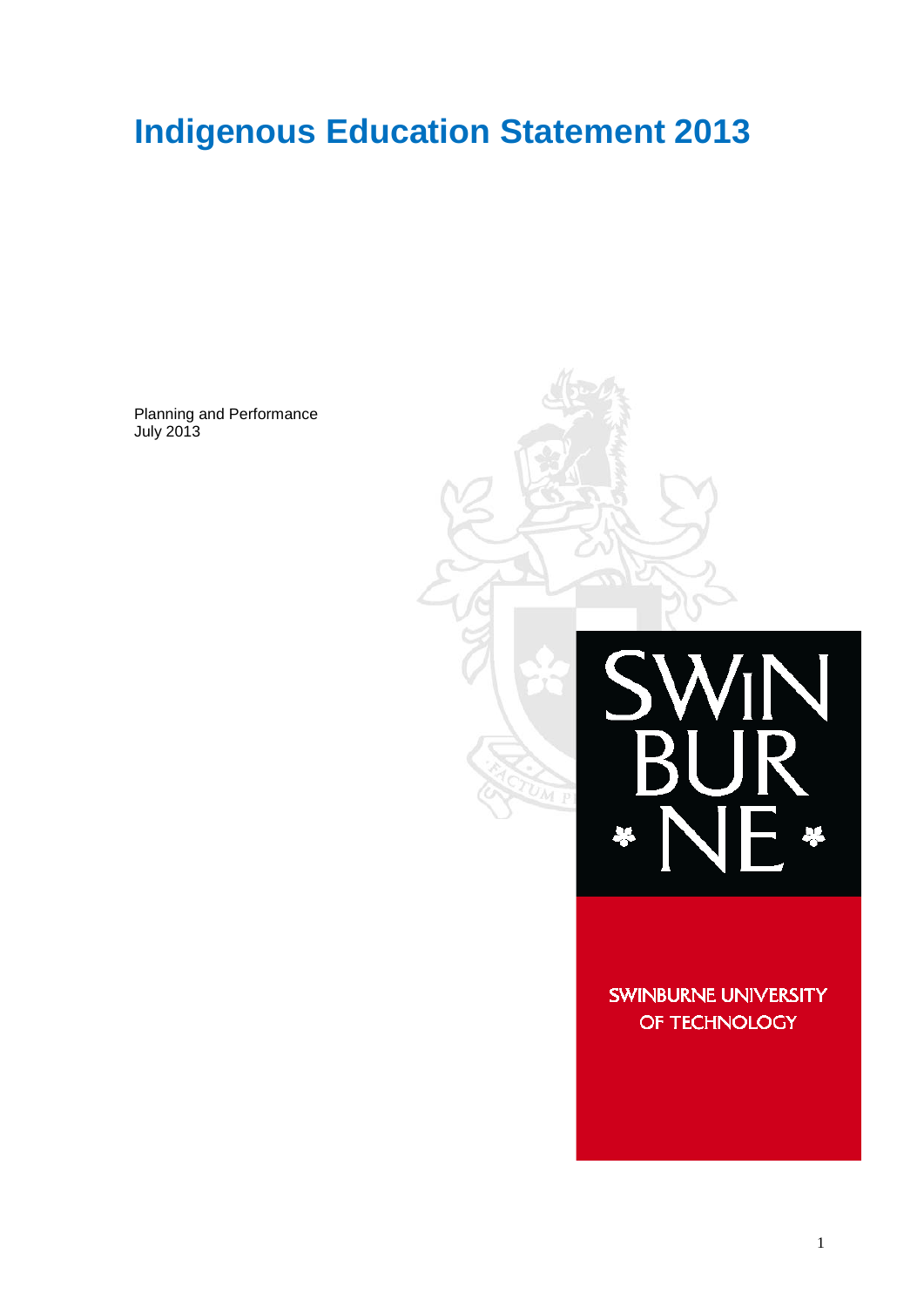# Indigenous Education Statement 2013

Planning and Performance
July 2013

SWINBURNE UNIVERSITY OF TECHNOLOGY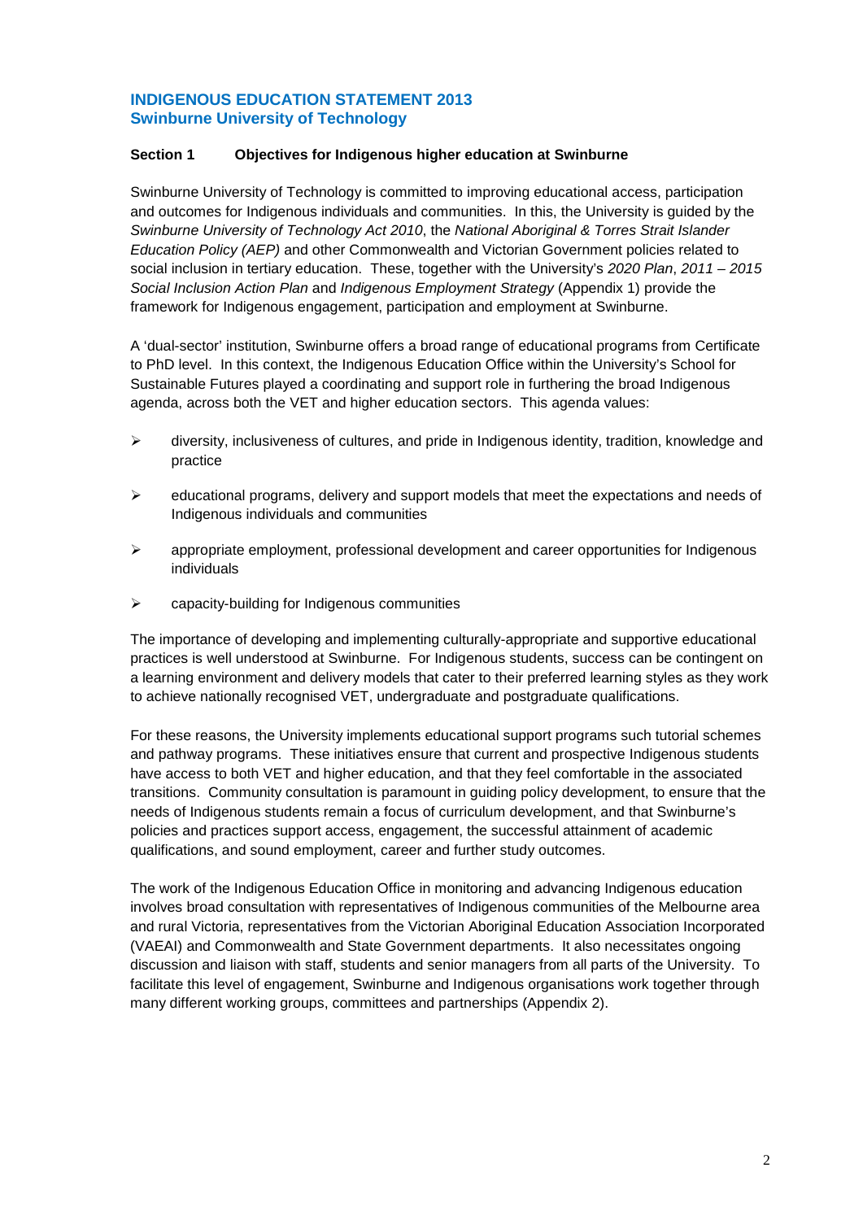# INDIGENOUS EDUCATION STATEMENT 2013
## Swinburne University of Technology

### Section 1 Objectives for Indigenous higher education at Swinburne

Swinburne University of Technology is committed to improving educational access, participation and outcomes for Indigenous individuals and communities. In this, the University is guided by the *Swinburne University of Technology Act 2010*, the *National Aboriginal & Torres Strait Islander Education Policy (AEP)* and other Commonwealth and Victorian Government policies related to social inclusion in tertiary education. These, together with the University's *2020 Plan*, *2011 – 2015 Social Inclusion Action Plan* and *Indigenous Employment Strategy* (Appendix 1) provide the framework for Indigenous engagement, participation and employment at Swinburne.

A 'dual-sector' institution, Swinburne offers a broad range of educational programs from Certificate to PhD level. In this context, the Indigenous Education Office within the University's School for Sustainable Futures played a coordinating and support role in furthering the broad Indigenous agenda, across both the VET and higher education sectors. This agenda values:

- diversity, inclusiveness of cultures, and pride in Indigenous identity, tradition, knowledge and practice
- educational programs, delivery and support models that meet the expectations and needs of Indigenous individuals and communities
- appropriate employment, professional development and career opportunities for Indigenous individuals
- capacity-building for Indigenous communities

The importance of developing and implementing culturally-appropriate and supportive educational practices is well understood at Swinburne. For Indigenous students, success can be contingent on a learning environment and delivery models that cater to their preferred learning styles as they work to achieve nationally recognised VET, undergraduate and postgraduate qualifications.

For these reasons, the University implements educational support programs such tutorial schemes and pathway programs. These initiatives ensure that current and prospective Indigenous students have access to both VET and higher education, and that they feel comfortable in the associated transitions. Community consultation is paramount in guiding policy development, to ensure that the needs of Indigenous students remain a focus of curriculum development, and that Swinburne's policies and practices support access, engagement, the successful attainment of academic qualifications, and sound employment, career and further study outcomes.

The work of the Indigenous Education Office in monitoring and advancing Indigenous education involves broad consultation with representatives of Indigenous communities of the Melbourne area and rural Victoria, representatives from the Victorian Aboriginal Education Association Incorporated (VAEAI) and Commonwealth and State Government departments. It also necessitates ongoing discussion and liaison with staff, students and senior managers from all parts of the University. To facilitate this level of engagement, Swinburne and Indigenous organisations work together through many different working groups, committees and partnerships (Appendix 2).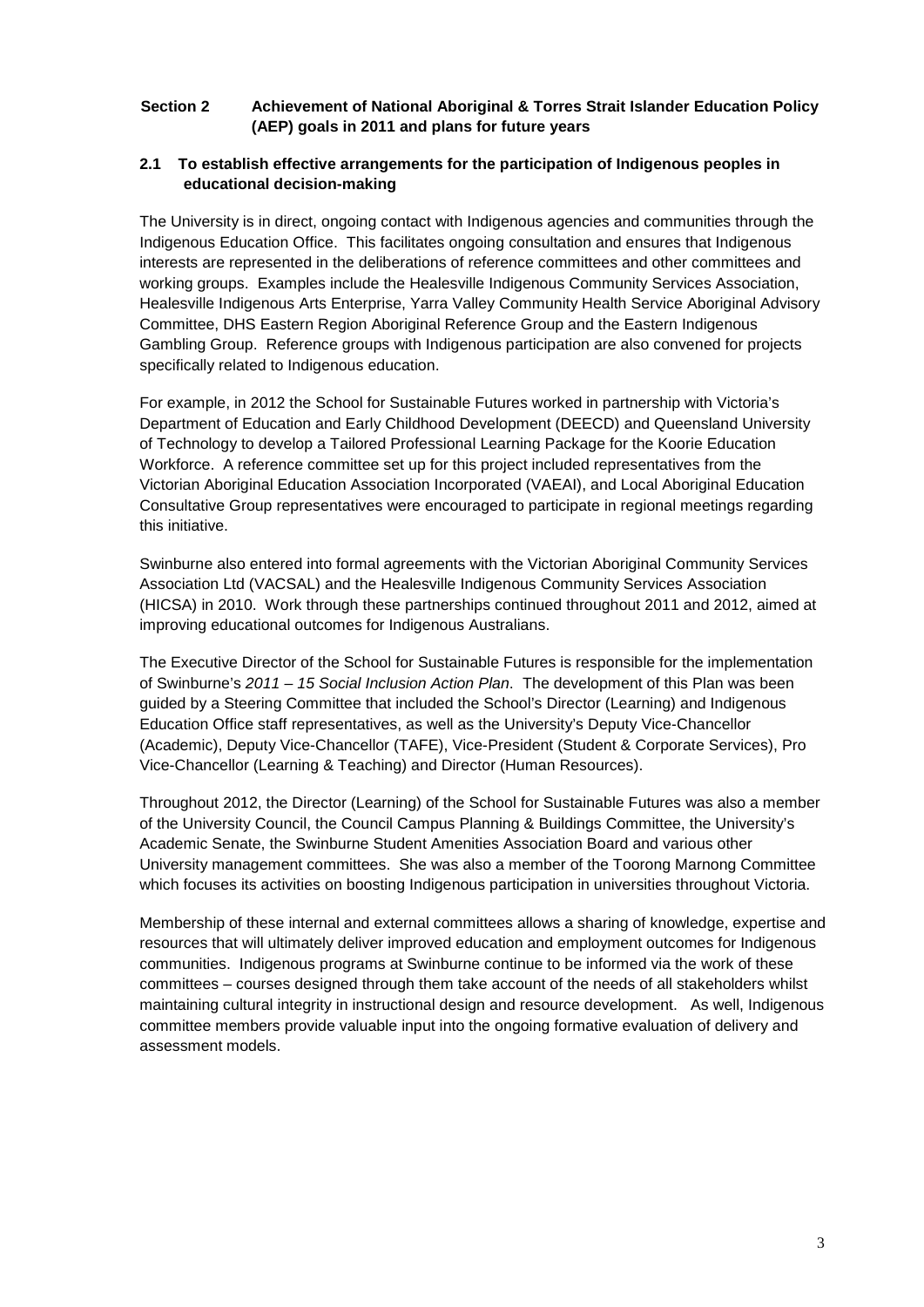## Section 2 Achievement of National Aboriginal & Torres Strait Islander Education Policy (AEP) goals in 2011 and plans for future years

### 2.1 To establish effective arrangements for the participation of Indigenous peoples in educational decision-making

The University is in direct, ongoing contact with Indigenous agencies and communities through the Indigenous Education Office. This facilitates ongoing consultation and ensures that Indigenous interests are represented in the deliberations of reference committees and other committees and working groups. Examples include the Healesville Indigenous Community Services Association, Healesville Indigenous Arts Enterprise, Yarra Valley Community Health Service Aboriginal Advisory Committee, DHS Eastern Region Aboriginal Reference Group and the Eastern Indigenous Gambling Group. Reference groups with Indigenous participation are also convened for projects specifically related to Indigenous education.

For example, in 2012 the School for Sustainable Futures worked in partnership with Victoria's Department of Education and Early Childhood Development (DEECD) and Queensland University of Technology to develop a Tailored Professional Learning Package for the Koorie Education Workforce. A reference committee set up for this project included representatives from the Victorian Aboriginal Education Association Incorporated (VAEAI), and Local Aboriginal Education Consultative Group representatives were encouraged to participate in regional meetings regarding this initiative.

Swinburne also entered into formal agreements with the Victorian Aboriginal Community Services Association Ltd (VACSAL) and the Healesville Indigenous Community Services Association (HICSA) in 2010. Work through these partnerships continued throughout 2011 and 2012, aimed at improving educational outcomes for Indigenous Australians.

The Executive Director of the School for Sustainable Futures is responsible for the implementation of Swinburne's *2011 – 15 Social Inclusion Action Plan*. The development of this Plan was been guided by a Steering Committee that included the School's Director (Learning) and Indigenous Education Office staff representatives, as well as the University's Deputy Vice-Chancellor (Academic), Deputy Vice-Chancellor (TAFE), Vice-President (Student & Corporate Services), Pro Vice-Chancellor (Learning & Teaching) and Director (Human Resources).

Throughout 2012, the Director (Learning) of the School for Sustainable Futures was also a member of the University Council, the Council Campus Planning & Buildings Committee, the University's Academic Senate, the Swinburne Student Amenities Association Board and various other University management committees. She was also a member of the Toorong Marnong Committee which focuses its activities on boosting Indigenous participation in universities throughout Victoria.

Membership of these internal and external committees allows a sharing of knowledge, expertise and resources that will ultimately deliver improved education and employment outcomes for Indigenous communities. Indigenous programs at Swinburne continue to be informed via the work of these committees – courses designed through them take account of the needs of all stakeholders whilst maintaining cultural integrity in instructional design and resource development. As well, Indigenous committee members provide valuable input into the ongoing formative evaluation of delivery and assessment models.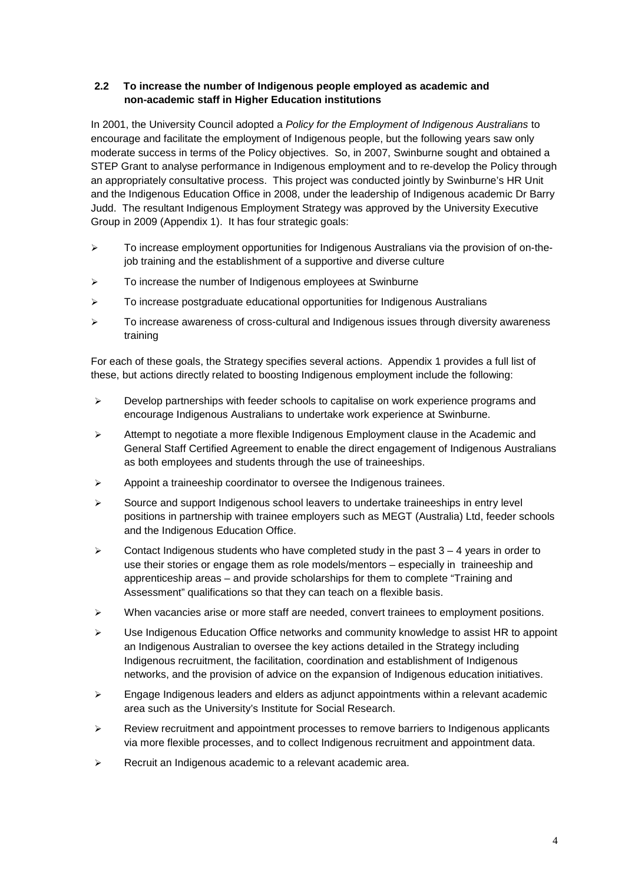### 2.2 To increase the number of Indigenous people employed as academic and non-academic staff in Higher Education institutions

In 2001, the University Council adopted a *Policy for the Employment of Indigenous Australians* to encourage and facilitate the employment of Indigenous people, but the following years saw only moderate success in terms of the Policy objectives. So, in 2007, Swinburne sought and obtained a STEP Grant to analyse performance in Indigenous employment and to re-develop the Policy through an appropriately consultative process. This project was conducted jointly by Swinburne's HR Unit and the Indigenous Education Office in 2008, under the leadership of Indigenous academic Dr Barry Judd. The resultant Indigenous Employment Strategy was approved by the University Executive Group in 2009 (Appendix 1). It has four strategic goals:

- To increase employment opportunities for Indigenous Australians via the provision of on-the-job training and the establishment of a supportive and diverse culture
- To increase the number of Indigenous employees at Swinburne
- To increase postgraduate educational opportunities for Indigenous Australians
- To increase awareness of cross-cultural and Indigenous issues through diversity awareness training

For each of these goals, the Strategy specifies several actions. Appendix 1 provides a full list of these, but actions directly related to boosting Indigenous employment include the following:

- Develop partnerships with feeder schools to capitalise on work experience programs and encourage Indigenous Australians to undertake work experience at Swinburne.
- Attempt to negotiate a more flexible Indigenous Employment clause in the Academic and General Staff Certified Agreement to enable the direct engagement of Indigenous Australians as both employees and students through the use of traineeships.
- Appoint a traineeship coordinator to oversee the Indigenous trainees.
- Source and support Indigenous school leavers to undertake traineeships in entry level positions in partnership with trainee employers such as MEGT (Australia) Ltd, feeder schools and the Indigenous Education Office.
- Contact Indigenous students who have completed study in the past 3 – 4 years in order to use their stories or engage them as role models/mentors – especially in traineeship and apprenticeship areas – and provide scholarships for them to complete "Training and Assessment" qualifications so that they can teach on a flexible basis.
- When vacancies arise or more staff are needed, convert trainees to employment positions.
- Use Indigenous Education Office networks and community knowledge to assist HR to appoint an Indigenous Australian to oversee the key actions detailed in the Strategy including Indigenous recruitment, the facilitation, coordination and establishment of Indigenous networks, and the provision of advice on the expansion of Indigenous education initiatives.
- Engage Indigenous leaders and elders as adjunct appointments within a relevant academic area such as the University's Institute for Social Research.
- Review recruitment and appointment processes to remove barriers to Indigenous applicants via more flexible processes, and to collect Indigenous recruitment and appointment data.
- Recruit an Indigenous academic to a relevant academic area.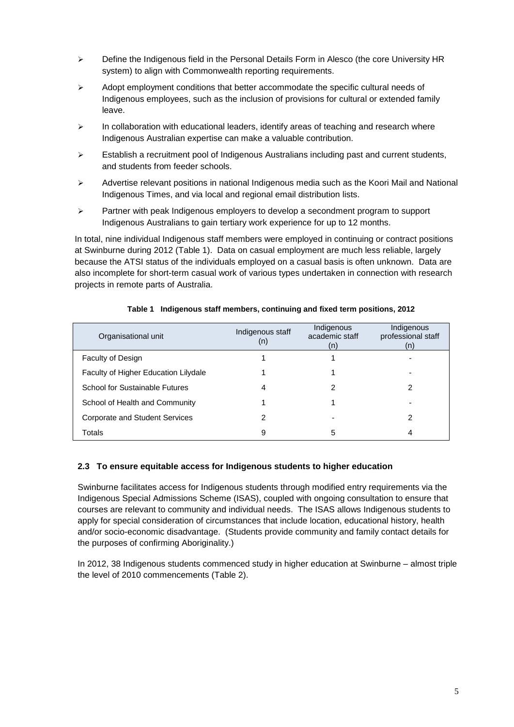- Define the Indigenous field in the Personal Details Form in Alesco (the core University HR system) to align with Commonwealth reporting requirements.
- Adopt employment conditions that better accommodate the specific cultural needs of Indigenous employees, such as the inclusion of provisions for cultural or extended family leave.
- In collaboration with educational leaders, identify areas of teaching and research where Indigenous Australian expertise can make a valuable contribution.
- Establish a recruitment pool of Indigenous Australians including past and current students, and students from feeder schools.
- Advertise relevant positions in national Indigenous media such as the Koori Mail and National Indigenous Times, and via local and regional email distribution lists.
- Partner with peak Indigenous employers to develop a secondment program to support Indigenous Australians to gain tertiary work experience for up to 12 months.

In total, nine individual Indigenous staff members were employed in continuing or contract positions at Swinburne during 2012 (Table 1). Data on casual employment are much less reliable, largely because the ATSI status of the individuals employed on a casual basis is often unknown. Data are also incomplete for short-term casual work of various types undertaken in connection with research projects in remote parts of Australia.

**Table 1 Indigenous staff members, continuing and fixed term positions, 2012**

| Organisational unit | Indigenous staff (n) | Indigenous academic staff (n) | Indigenous professional staff (n) |
|---|---|---|---|
| Faculty of Design | 1 | 1 | - |
| Faculty of Higher Education Lilydale | 1 | 1 | - |
| School for Sustainable Futures | 4 | 2 | 2 |
| School of Health and Community | 1 | 1 | - |
| Corporate and Student Services | 2 | - | 2 |
| Totals | 9 | 5 | 4 |

### 2.3 To ensure equitable access for Indigenous students to higher education

Swinburne facilitates access for Indigenous students through modified entry requirements via the Indigenous Special Admissions Scheme (ISAS), coupled with ongoing consultation to ensure that courses are relevant to community and individual needs. The ISAS allows Indigenous students to apply for special consideration of circumstances that include location, educational history, health and/or socio-economic disadvantage. (Students provide community and family contact details for the purposes of confirming Aboriginality.)

In 2012, 38 Indigenous students commenced study in higher education at Swinburne – almost triple the level of 2010 commencements (Table 2).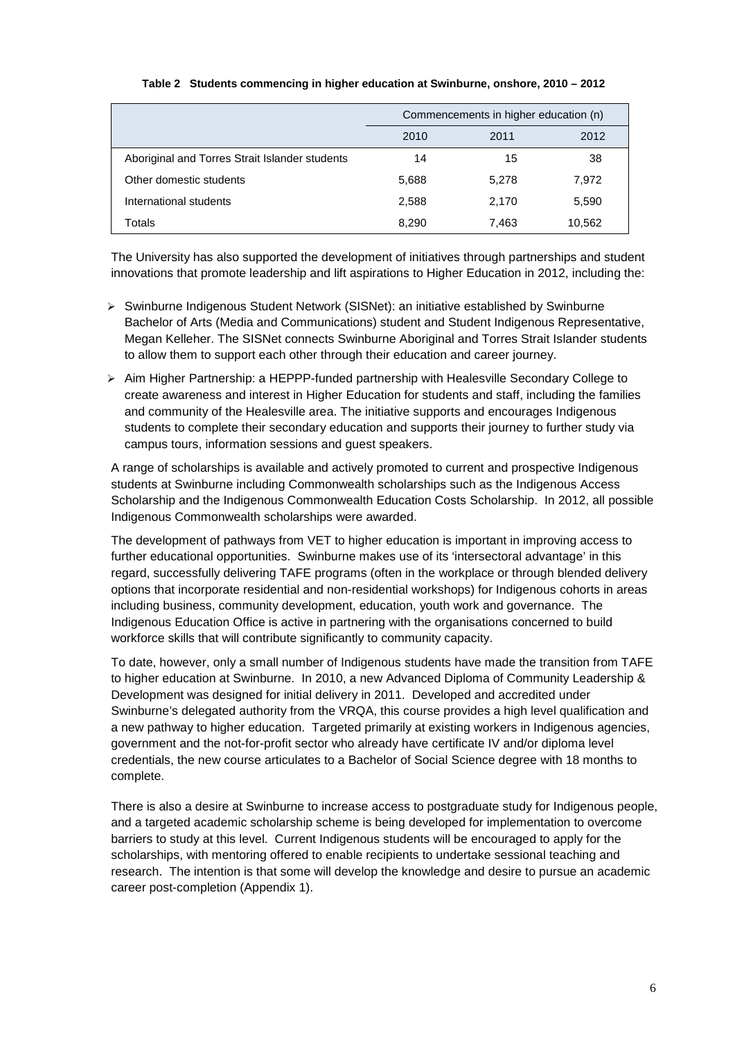**Table 2 Students commencing in higher education at Swinburne, onshore, 2010 – 2012**

| | Commencements in higher education (n) | | |
|---|---|---|---|
| | 2010 | 2011 | 2012 |
| Aboriginal and Torres Strait Islander students | 14 | 15 | 38 |
| Other domestic students | 5,688 | 5,278 | 7,972 |
| International students | 2,588 | 2,170 | 5,590 |
| Totals | 8,290 | 7,463 | 10,562 |

The University has also supported the development of initiatives through partnerships and student innovations that promote leadership and lift aspirations to Higher Education in 2012, including the:

- Swinburne Indigenous Student Network (SISNet): an initiative established by Swinburne Bachelor of Arts (Media and Communications) student and Student Indigenous Representative, Megan Kelleher. The SISNet connects Swinburne Aboriginal and Torres Strait Islander students to allow them to support each other through their education and career journey.
- Aim Higher Partnership: a HEPPP-funded partnership with Healesville Secondary College to create awareness and interest in Higher Education for students and staff, including the families and community of the Healesville area. The initiative supports and encourages Indigenous students to complete their secondary education and supports their journey to further study via campus tours, information sessions and guest speakers.

A range of scholarships is available and actively promoted to current and prospective Indigenous students at Swinburne including Commonwealth scholarships such as the Indigenous Access Scholarship and the Indigenous Commonwealth Education Costs Scholarship. In 2012, all possible Indigenous Commonwealth scholarships were awarded.

The development of pathways from VET to higher education is important in improving access to further educational opportunities. Swinburne makes use of its 'intersectoral advantage' in this regard, successfully delivering TAFE programs (often in the workplace or through blended delivery options that incorporate residential and non-residential workshops) for Indigenous cohorts in areas including business, community development, education, youth work and governance. The Indigenous Education Office is active in partnering with the organisations concerned to build workforce skills that will contribute significantly to community capacity.

To date, however, only a small number of Indigenous students have made the transition from TAFE to higher education at Swinburne. In 2010, a new Advanced Diploma of Community Leadership & Development was designed for initial delivery in 2011. Developed and accredited under Swinburne's delegated authority from the VRQA, this course provides a high level qualification and a new pathway to higher education. Targeted primarily at existing workers in Indigenous agencies, government and the not-for-profit sector who already have certificate IV and/or diploma level credentials, the new course articulates to a Bachelor of Social Science degree with 18 months to complete.

There is also a desire at Swinburne to increase access to postgraduate study for Indigenous people, and a targeted academic scholarship scheme is being developed for implementation to overcome barriers to study at this level. Current Indigenous students will be encouraged to apply for the scholarships, with mentoring offered to enable recipients to undertake sessional teaching and research. The intention is that some will develop the knowledge and desire to pursue an academic career post-completion (Appendix 1).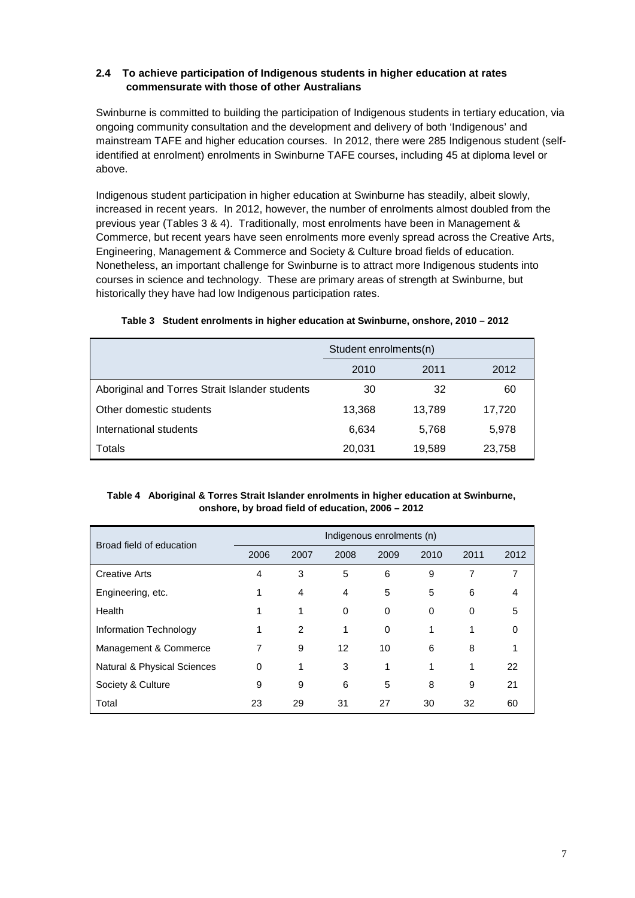### 2.4 To achieve participation of Indigenous students in higher education at rates commensurate with those of other Australians

Swinburne is committed to building the participation of Indigenous students in tertiary education, via ongoing community consultation and the development and delivery of both 'Indigenous' and mainstream TAFE and higher education courses. In 2012, there were 285 Indigenous student (self-identified at enrolment) enrolments in Swinburne TAFE courses, including 45 at diploma level or above.

Indigenous student participation in higher education at Swinburne has steadily, albeit slowly, increased in recent years. In 2012, however, the number of enrolments almost doubled from the previous year (Tables 3 & 4). Traditionally, most enrolments have been in Management & Commerce, but recent years have seen enrolments more evenly spread across the Creative Arts, Engineering, Management & Commerce and Society & Culture broad fields of education. Nonetheless, an important challenge for Swinburne is to attract more Indigenous students into courses in science and technology. These are primary areas of strength at Swinburne, but historically they have had low Indigenous participation rates.

**Table 3 Student enrolments in higher education at Swinburne, onshore, 2010 – 2012**

| | Student enrolments(n) | | |
|---|---|---|---|
| | 2010 | 2011 | 2012 |
| Aboriginal and Torres Strait Islander students | 30 | 32 | 60 |
| Other domestic students | 13,368 | 13,789 | 17,720 |
| International students | 6,634 | 5,768 | 5,978 |
| Totals | 20,031 | 19,589 | 23,758 |

**Table 4 Aboriginal & Torres Strait Islander enrolments in higher education at Swinburne, onshore, by broad field of education, 2006 – 2012**

| Broad field of education | Indigenous enrolments (n) | | | | | | |
|---|---|---|---|---|---|---|---|
| | 2006 | 2007 | 2008 | 2009 | 2010 | 2011 | 2012 |
| Creative Arts | 4 | 3 | 5 | 6 | 9 | 7 | 7 |
| Engineering, etc. | 1 | 4 | 4 | 5 | 5 | 6 | 4 |
| Health | 1 | 1 | 0 | 0 | 0 | 0 | 5 |
| Information Technology | 1 | 2 | 1 | 0 | 1 | 1 | 0 |
| Management & Commerce | 7 | 9 | 12 | 10 | 6 | 8 | 1 |
| Natural & Physical Sciences | 0 | 1 | 3 | 1 | 1 | 1 | 22 |
| Society & Culture | 9 | 9 | 6 | 5 | 8 | 9 | 21 |
| Total | 23 | 29 | 31 | 27 | 30 | 32 | 60 |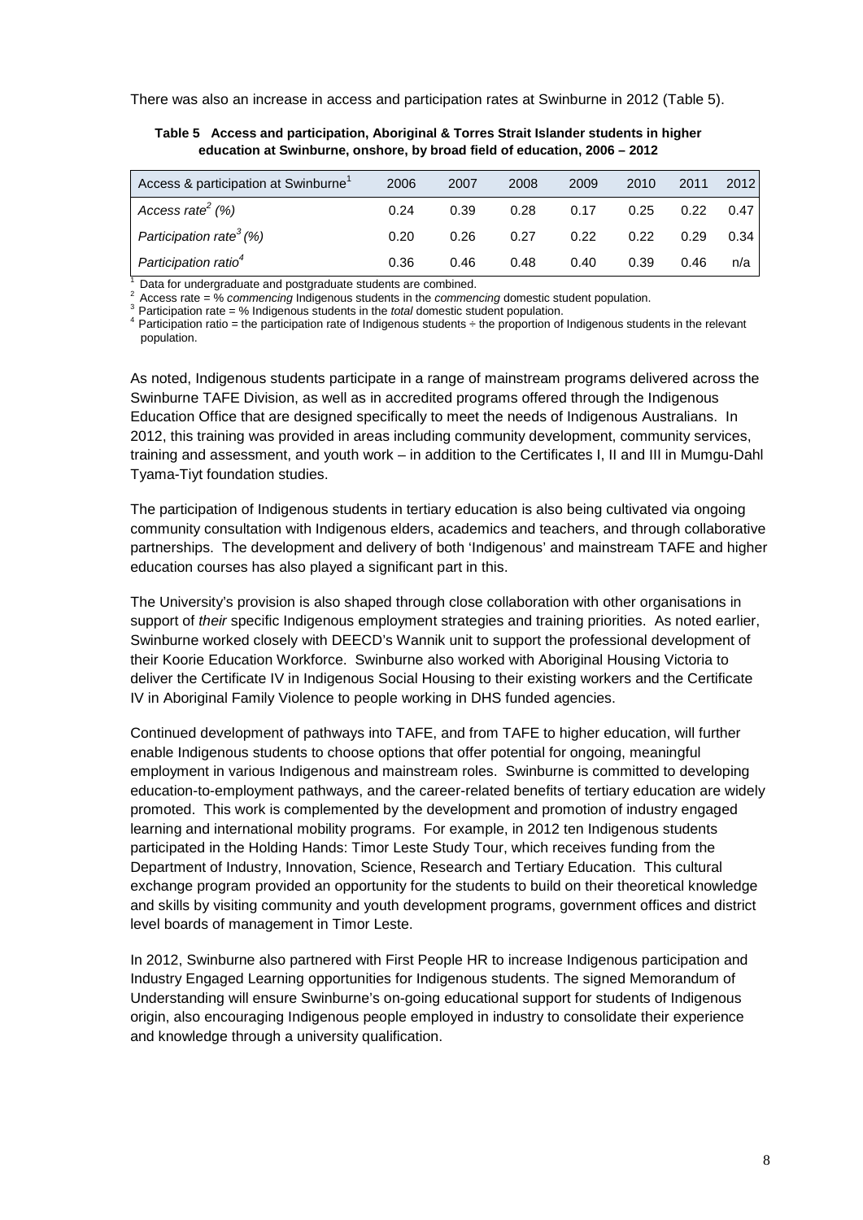There was also an increase in access and participation rates at Swinburne in 2012 (Table 5).

**Table 5 Access and participation, Aboriginal & Torres Strait Islander students in higher education at Swinburne, onshore, by broad field of education, 2006 – 2012**

| Access & participation at Swinburne[1] | 2006 | 2007 | 2008 | 2009 | 2010 | 2011 | 2012 |
|---|---|---|---|---|---|---|---|
| *Access rate[2] (%)* | 0.24 | 0.39 | 0.28 | 0.17 | 0.25 | 0.22 | 0.47 |
| *Participation rate[3] (%)* | 0.20 | 0.26 | 0.27 | 0.22 | 0.22 | 0.29 | 0.34 |
| *Participation ratio[4]* | 0.36 | 0.46 | 0.48 | 0.40 | 0.39 | 0.46 | n/a |

[1] Data for undergraduate and postgraduate students are combined.
[2] Access rate = % *commencing* Indigenous students in the *commencing* domestic student population.
[3] Participation rate = % Indigenous students in the *total* domestic student population.
[4] Participation ratio = the participation rate of Indigenous students ÷ the proportion of Indigenous students in the relevant population.

As noted, Indigenous students participate in a range of mainstream programs delivered across the Swinburne TAFE Division, as well as in accredited programs offered through the Indigenous Education Office that are designed specifically to meet the needs of Indigenous Australians. In 2012, this training was provided in areas including community development, community services, training and assessment, and youth work – in addition to the Certificates I, II and III in Mumgu-Dahl Tyama-Tiyt foundation studies.

The participation of Indigenous students in tertiary education is also being cultivated via ongoing community consultation with Indigenous elders, academics and teachers, and through collaborative partnerships. The development and delivery of both 'Indigenous' and mainstream TAFE and higher education courses has also played a significant part in this.

The University's provision is also shaped through close collaboration with other organisations in support of *their* specific Indigenous employment strategies and training priorities. As noted earlier, Swinburne worked closely with DEECD's Wannik unit to support the professional development of their Koorie Education Workforce. Swinburne also worked with Aboriginal Housing Victoria to deliver the Certificate IV in Indigenous Social Housing to their existing workers and the Certificate IV in Aboriginal Family Violence to people working in DHS funded agencies.

Continued development of pathways into TAFE, and from TAFE to higher education, will further enable Indigenous students to choose options that offer potential for ongoing, meaningful employment in various Indigenous and mainstream roles. Swinburne is committed to developing education-to-employment pathways, and the career-related benefits of tertiary education are widely promoted. This work is complemented by the development and promotion of industry engaged learning and international mobility programs. For example, in 2012 ten Indigenous students participated in the Holding Hands: Timor Leste Study Tour, which receives funding from the Department of Industry, Innovation, Science, Research and Tertiary Education. This cultural exchange program provided an opportunity for the students to build on their theoretical knowledge and skills by visiting community and youth development programs, government offices and district level boards of management in Timor Leste.

In 2012, Swinburne also partnered with First People HR to increase Indigenous participation and Industry Engaged Learning opportunities for Indigenous students. The signed Memorandum of Understanding will ensure Swinburne's on-going educational support for students of Indigenous origin, also encouraging Indigenous people employed in industry to consolidate their experience and knowledge through a university qualification.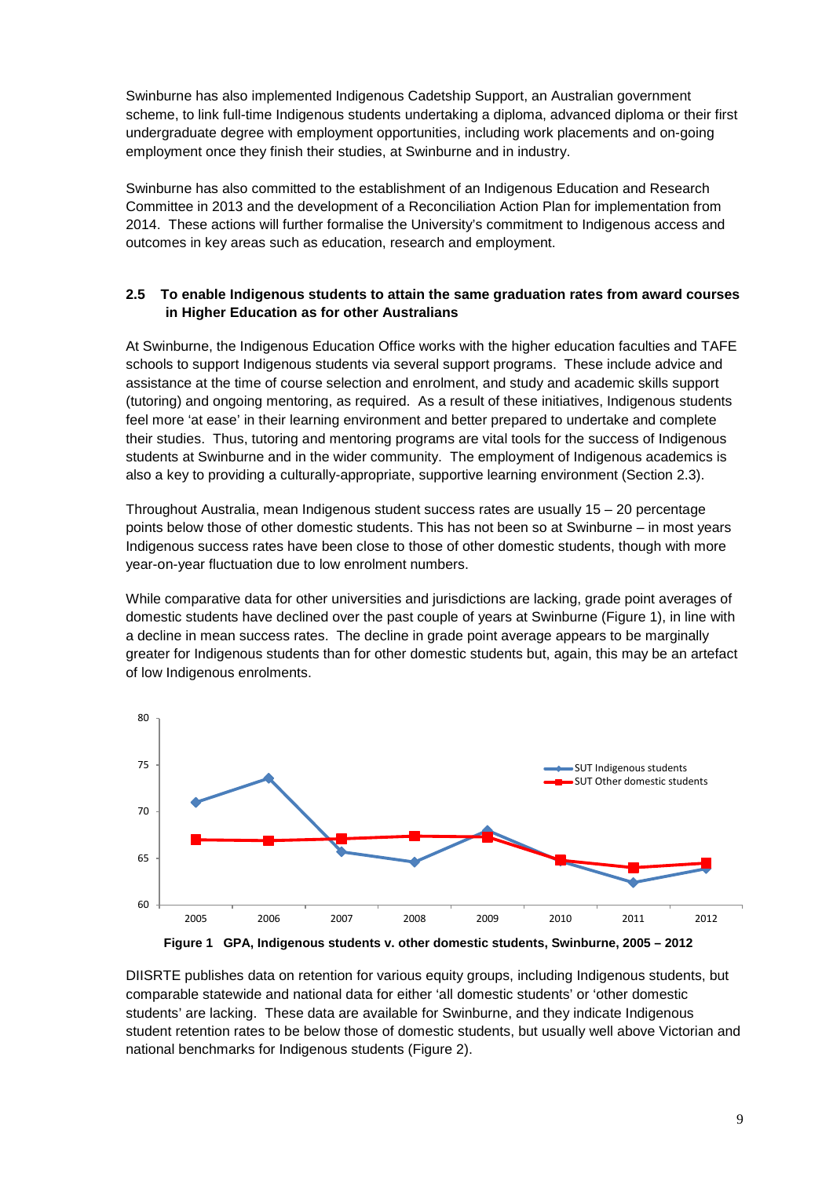Swinburne has also implemented Indigenous Cadetship Support, an Australian government scheme, to link full-time Indigenous students undertaking a diploma, advanced diploma or their first undergraduate degree with employment opportunities, including work placements and on-going employment once they finish their studies, at Swinburne and in industry.

Swinburne has also committed to the establishment of an Indigenous Education and Research Committee in 2013 and the development of a Reconciliation Action Plan for implementation from 2014. These actions will further formalise the University's commitment to Indigenous access and outcomes in key areas such as education, research and employment.

### 2.5 To enable Indigenous students to attain the same graduation rates from award courses in Higher Education as for other Australians

At Swinburne, the Indigenous Education Office works with the higher education faculties and TAFE schools to support Indigenous students via several support programs. These include advice and assistance at the time of course selection and enrolment, and study and academic skills support (tutoring) and ongoing mentoring, as required. As a result of these initiatives, Indigenous students feel more 'at ease' in their learning environment and better prepared to undertake and complete their studies. Thus, tutoring and mentoring programs are vital tools for the success of Indigenous students at Swinburne and in the wider community. The employment of Indigenous academics is also a key to providing a culturally-appropriate, supportive learning environment (Section 2.3).

Throughout Australia, mean Indigenous student success rates are usually 15 – 20 percentage points below those of other domestic students. This has not been so at Swinburne – in most years Indigenous success rates have been close to those of other domestic students, though with more year-on-year fluctuation due to low enrolment numbers.

While comparative data for other universities and jurisdictions are lacking, grade point averages of domestic students have declined over the past couple of years at Swinburne (Figure 1), in line with a decline in mean success rates. The decline in grade point average appears to be marginally greater for Indigenous students than for other domestic students but, again, this may be an artefact of low Indigenous enrolments.

**Figure 1 GPA, Indigenous students v. other domestic students, Swinburne, 2005 – 2012**

DIISRTE publishes data on retention for various equity groups, including Indigenous students, but comparable statewide and national data for either 'all domestic students' or 'other domestic students' are lacking. These data are available for Swinburne, and they indicate Indigenous student retention rates to be below those of domestic students, but usually well above Victorian and national benchmarks for Indigenous students (Figure 2).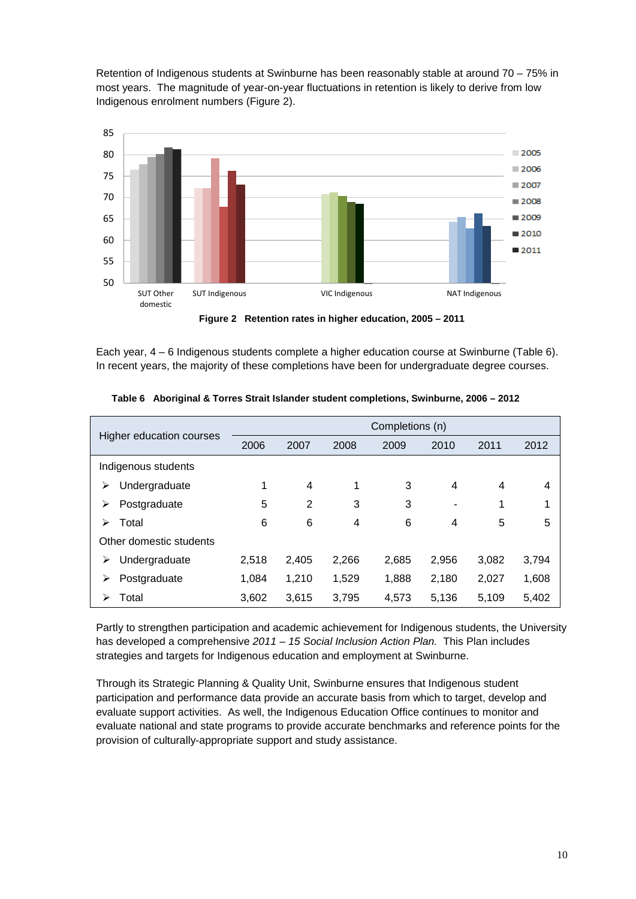Retention of Indigenous students at Swinburne has been reasonably stable at around 70 – 75% in most years. The magnitude of year-on-year fluctuations in retention is likely to derive from low Indigenous enrolment numbers (Figure 2).

**Figure 2 Retention rates in higher education, 2005 – 2011**

Each year, 4 – 6 Indigenous students complete a higher education course at Swinburne (Table 6). In recent years, the majority of these completions have been for undergraduate degree courses.

**Table 6 Aboriginal & Torres Strait Islander student completions, Swinburne, 2006 – 2012**

| Higher education courses | Completions (n) | | | | | | |
|---|---|---|---|---|---|---|---|
| | 2006 | 2007 | 2008 | 2009 | 2010 | 2011 | 2012 |
| Indigenous students | | | | | | | |
| ➢ Undergraduate | 1 | 4 | 1 | 3 | 4 | 4 | 4 |
| ➢ Postgraduate | 5 | 2 | 3 | 3 | - | 1 | 1 |
| ➢ Total | 6 | 6 | 4 | 6 | 4 | 5 | 5 |
| Other domestic students | | | | | | | |
| ➢ Undergraduate | 2,518 | 2,405 | 2,266 | 2,685 | 2,956 | 3,082 | 3,794 |
| ➢ Postgraduate | 1,084 | 1,210 | 1,529 | 1,888 | 2,180 | 2,027 | 1,608 |
| ➢ Total | 3,602 | 3,615 | 3,795 | 4,573 | 5,136 | 5,109 | 5,402 |

Partly to strengthen participation and academic achievement for Indigenous students, the University has developed a comprehensive *2011 – 15 Social Inclusion Action Plan.* This Plan includes strategies and targets for Indigenous education and employment at Swinburne.

Through its Strategic Planning & Quality Unit, Swinburne ensures that Indigenous student participation and performance data provide an accurate basis from which to target, develop and evaluate support activities. As well, the Indigenous Education Office continues to monitor and evaluate national and state programs to provide accurate benchmarks and reference points for the provision of culturally-appropriate support and study assistance.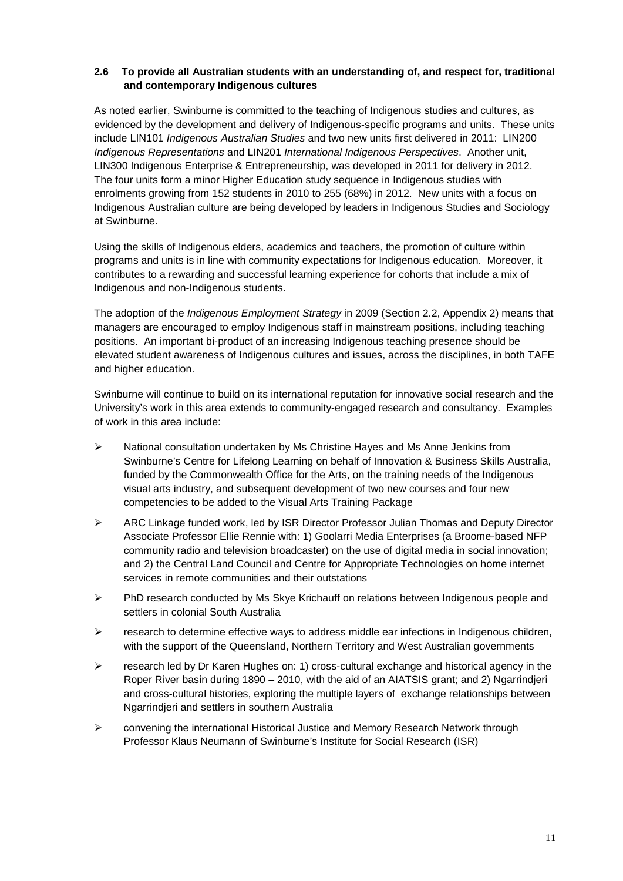### 2.6 To provide all Australian students with an understanding of, and respect for, traditional and contemporary Indigenous cultures

As noted earlier, Swinburne is committed to the teaching of Indigenous studies and cultures, as evidenced by the development and delivery of Indigenous-specific programs and units. These units include LIN101 *Indigenous Australian Studies* and two new units first delivered in 2011: LIN200 *Indigenous Representations* and LIN201 *International Indigenous Perspectives*. Another unit, LIN300 Indigenous Enterprise & Entrepreneurship, was developed in 2011 for delivery in 2012. The four units form a minor Higher Education study sequence in Indigenous studies with enrolments growing from 152 students in 2010 to 255 (68%) in 2012. New units with a focus on Indigenous Australian culture are being developed by leaders in Indigenous Studies and Sociology at Swinburne.

Using the skills of Indigenous elders, academics and teachers, the promotion of culture within programs and units is in line with community expectations for Indigenous education. Moreover, it contributes to a rewarding and successful learning experience for cohorts that include a mix of Indigenous and non-Indigenous students.

The adoption of the *Indigenous Employment Strategy* in 2009 (Section 2.2, Appendix 2) means that managers are encouraged to employ Indigenous staff in mainstream positions, including teaching positions. An important bi-product of an increasing Indigenous teaching presence should be elevated student awareness of Indigenous cultures and issues, across the disciplines, in both TAFE and higher education.

Swinburne will continue to build on its international reputation for innovative social research and the University's work in this area extends to community-engaged research and consultancy. Examples of work in this area include:

- National consultation undertaken by Ms Christine Hayes and Ms Anne Jenkins from Swinburne's Centre for Lifelong Learning on behalf of Innovation & Business Skills Australia, funded by the Commonwealth Office for the Arts, on the training needs of the Indigenous visual arts industry, and subsequent development of two new courses and four new competencies to be added to the Visual Arts Training Package
- ARC Linkage funded work, led by ISR Director Professor Julian Thomas and Deputy Director Associate Professor Ellie Rennie with: 1) Goolarri Media Enterprises (a Broome-based NFP community radio and television broadcaster) on the use of digital media in social innovation; and 2) the Central Land Council and Centre for Appropriate Technologies on home internet services in remote communities and their outstations
- PhD research conducted by Ms Skye Krichauff on relations between Indigenous people and settlers in colonial South Australia
- research to determine effective ways to address middle ear infections in Indigenous children, with the support of the Queensland, Northern Territory and West Australian governments
- research led by Dr Karen Hughes on: 1) cross-cultural exchange and historical agency in the Roper River basin during 1890 – 2010, with the aid of an AIATSIS grant; and 2) Ngarrindjeri and cross-cultural histories, exploring the multiple layers of exchange relationships between Ngarrindjeri and settlers in southern Australia
- convening the international Historical Justice and Memory Research Network through Professor Klaus Neumann of Swinburne's Institute for Social Research (ISR)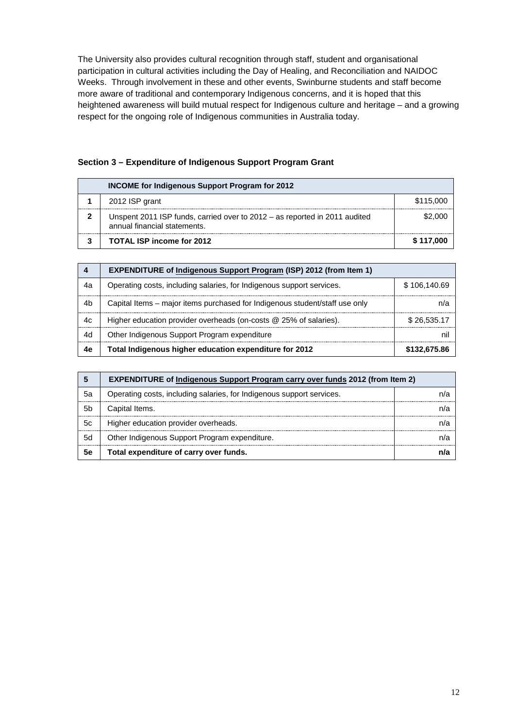The University also provides cultural recognition through staff, student and organisational participation in cultural activities including the Day of Healing, and Reconciliation and NAIDOC Weeks. Through involvement in these and other events, Swinburne students and staff become more aware of traditional and contemporary Indigenous concerns, and it is hoped that this heightened awareness will build mutual respect for Indigenous culture and heritage – and a growing respect for the ongoing role of Indigenous communities in Australia today.

**Section 3 – Expenditure of Indigenous Support Program Grant**

| | **INCOME for Indigenous Support Program for 2012** | |
|---|---|---|
| **1** | 2012 ISP grant | $115,000 |
| **2** | Unspent 2011 ISP funds, carried over to 2012 – as reported in 2011 audited annual financial statements. | $2,000 |
| **3** | **TOTAL ISP income for 2012** | **$ 117,000** |

| **4** | **EXPENDITURE of Indigenous Support Program (ISP) 2012 (from Item 1)** | |
|---|---|---|
| 4a | Operating costs, including salaries, for Indigenous support services. | $ 106,140.69 |
| 4b | Capital Items – major items purchased for Indigenous student/staff use only | n/a |
| 4c | Higher education provider overheads (on-costs @ 25% of salaries). | $ 26,535.17 |
| 4d | Other Indigenous Support Program expenditure | nil |
| **4e** | **Total Indigenous higher education expenditure for 2012** | **$132,675.86** |

| **5** | **EXPENDITURE of Indigenous Support Program carry over funds 2012 (from Item 2)** | |
|---|---|---|
| 5a | Operating costs, including salaries, for Indigenous support services. | n/a |
| 5b | Capital Items. | n/a |
| 5c | Higher education provider overheads. | n/a |
| 5d | Other Indigenous Support Program expenditure. | n/a |
| **5e** | **Total expenditure of carry over funds.** | **n/a** |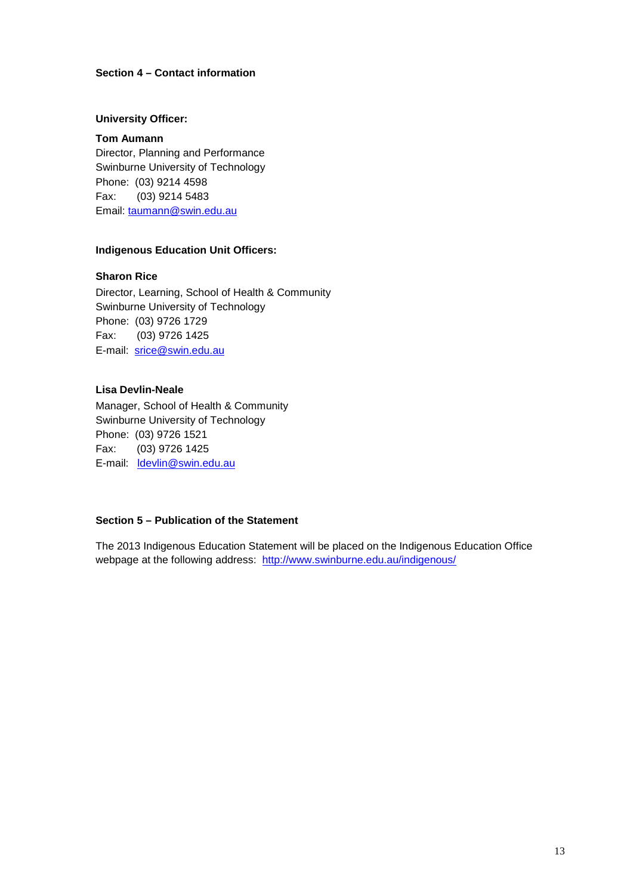## Section 4 – Contact information

**University Officer:**

**Tom Aumann**
Director, Planning and Performance
Swinburne University of Technology
Phone: (03) 9214 4598
Fax: (03) 9214 5483
Email: taumann@swin.edu.au

**Indigenous Education Unit Officers:**

**Sharon Rice**
Director, Learning, School of Health & Community
Swinburne University of Technology
Phone: (03) 9726 1729
Fax: (03) 9726 1425
E-mail: srice@swin.edu.au

**Lisa Devlin-Neale**
Manager, School of Health & Community
Swinburne University of Technology
Phone: (03) 9726 1521
Fax: (03) 9726 1425
E-mail: ldevlin@swin.edu.au

## Section 5 – Publication of the Statement

The 2013 Indigenous Education Statement will be placed on the Indigenous Education Office webpage at the following address: http://www.swinburne.edu.au/indigenous/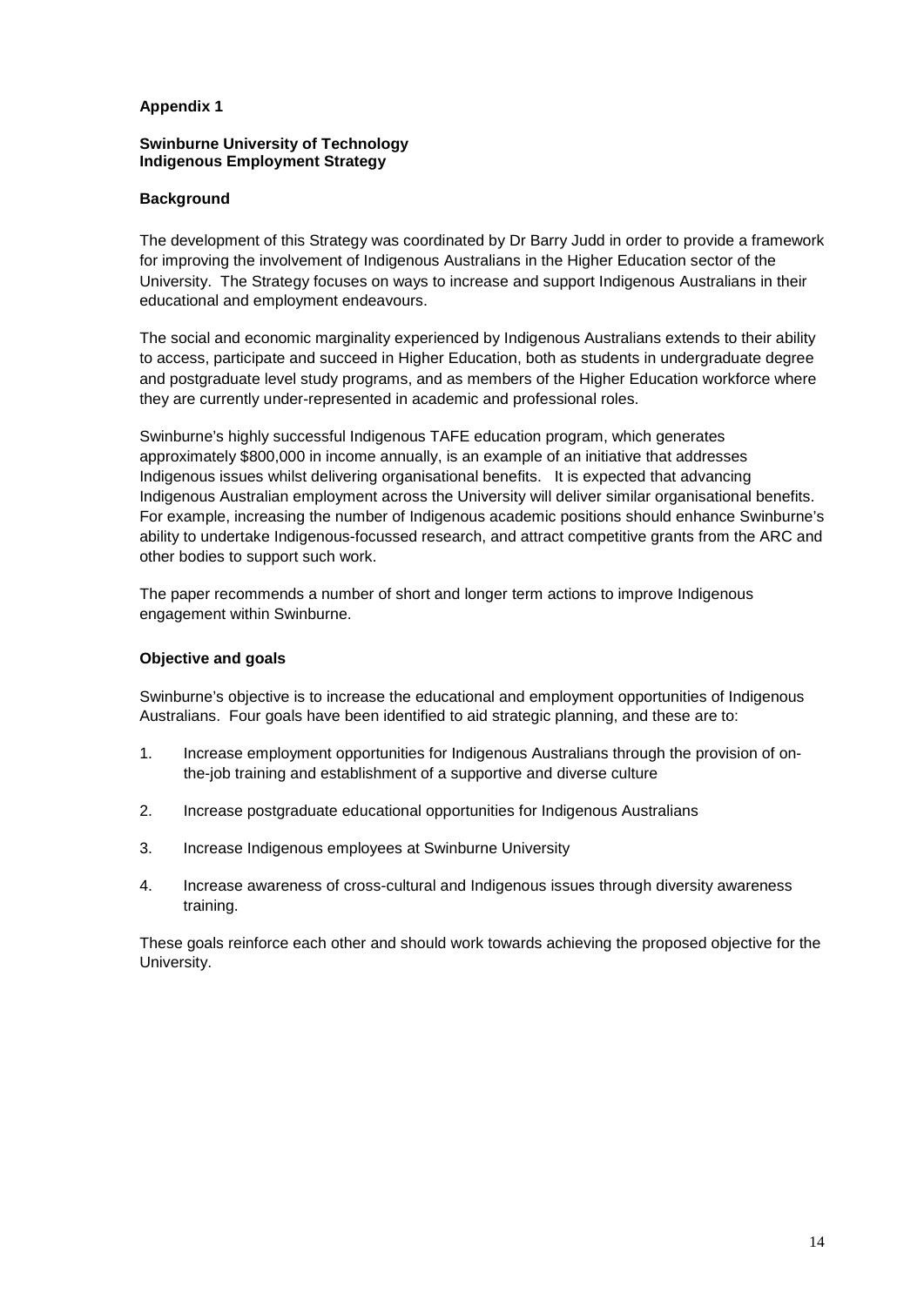**Appendix 1**

**Swinburne University of Technology**
**Indigenous Employment Strategy**

**Background**

The development of this Strategy was coordinated by Dr Barry Judd in order to provide a framework for improving the involvement of Indigenous Australians in the Higher Education sector of the University. The Strategy focuses on ways to increase and support Indigenous Australians in their educational and employment endeavours.

The social and economic marginality experienced by Indigenous Australians extends to their ability to access, participate and succeed in Higher Education, both as students in undergraduate degree and postgraduate level study programs, and as members of the Higher Education workforce where they are currently under-represented in academic and professional roles.

Swinburne's highly successful Indigenous TAFE education program, which generates approximately $800,000 in income annually, is an example of an initiative that addresses Indigenous issues whilst delivering organisational benefits. It is expected that advancing Indigenous Australian employment across the University will deliver similar organisational benefits. For example, increasing the number of Indigenous academic positions should enhance Swinburne's ability to undertake Indigenous-focussed research, and attract competitive grants from the ARC and other bodies to support such work.

The paper recommends a number of short and longer term actions to improve Indigenous engagement within Swinburne.

**Objective and goals**

Swinburne's objective is to increase the educational and employment opportunities of Indigenous Australians. Four goals have been identified to aid strategic planning, and these are to:

1. Increase employment opportunities for Indigenous Australians through the provision of on-the-job training and establishment of a supportive and diverse culture
2. Increase postgraduate educational opportunities for Indigenous Australians
3. Increase Indigenous employees at Swinburne University
4. Increase awareness of cross-cultural and Indigenous issues through diversity awareness training.

These goals reinforce each other and should work towards achieving the proposed objective for the University.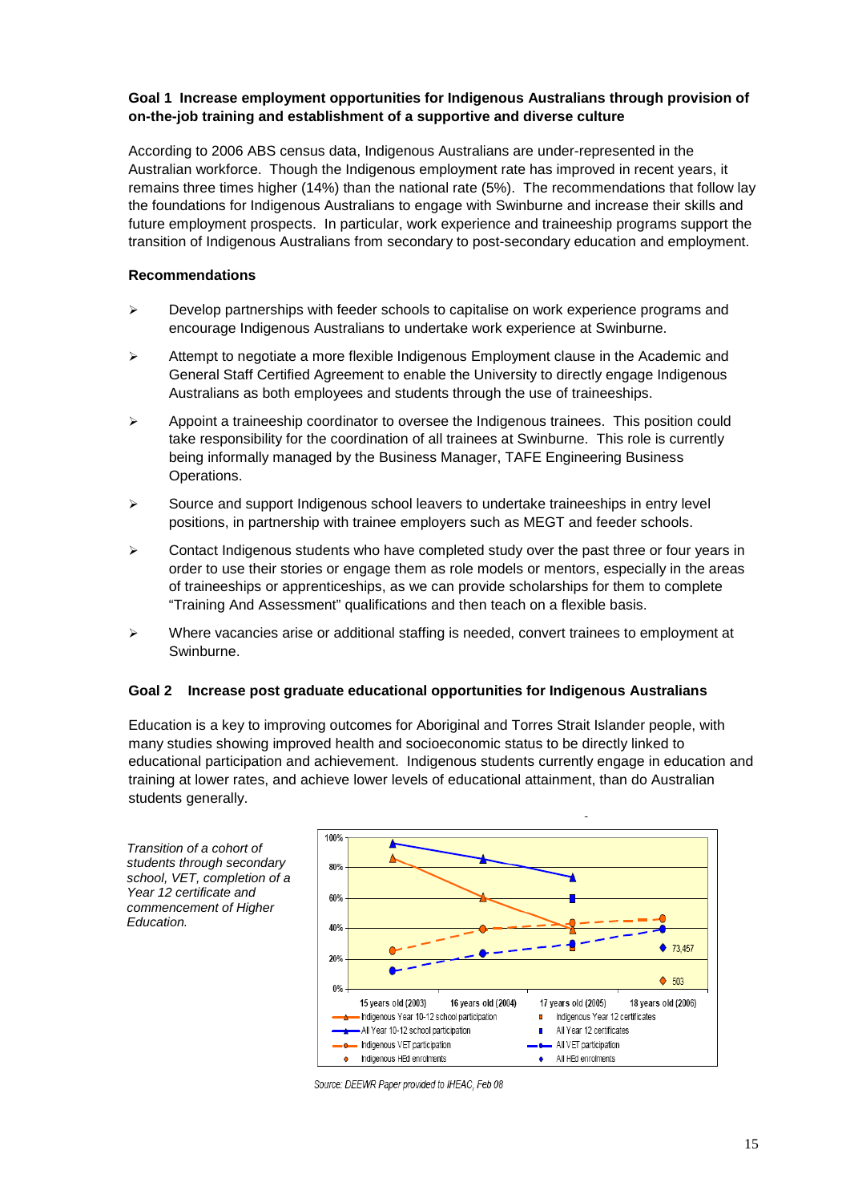**Goal 1 Increase employment opportunities for Indigenous Australians through provision of on-the-job training and establishment of a supportive and diverse culture**

According to 2006 ABS census data, Indigenous Australians are under-represented in the Australian workforce. Though the Indigenous employment rate has improved in recent years, it remains three times higher (14%) than the national rate (5%). The recommendations that follow lay the foundations for Indigenous Australians to engage with Swinburne and increase their skills and future employment prospects. In particular, work experience and traineeship programs support the transition of Indigenous Australians from secondary to post-secondary education and employment.

**Recommendations**

- Develop partnerships with feeder schools to capitalise on work experience programs and encourage Indigenous Australians to undertake work experience at Swinburne.
- Attempt to negotiate a more flexible Indigenous Employment clause in the Academic and General Staff Certified Agreement to enable the University to directly engage Indigenous Australians as both employees and students through the use of traineeships.
- Appoint a traineeship coordinator to oversee the Indigenous trainees. This position could take responsibility for the coordination of all trainees at Swinburne. This role is currently being informally managed by the Business Manager, TAFE Engineering Business Operations.
- Source and support Indigenous school leavers to undertake traineeships in entry level positions, in partnership with trainee employers such as MEGT and feeder schools.
- Contact Indigenous students who have completed study over the past three or four years in order to use their stories or engage them as role models or mentors, especially in the areas of traineeships or apprenticeships, as we can provide scholarships for them to complete "Training And Assessment" qualifications and then teach on a flexible basis.
- Where vacancies arise or additional staffing is needed, convert trainees to employment at Swinburne.

**Goal 2 Increase post graduate educational opportunities for Indigenous Australians**

Education is a key to improving outcomes for Aboriginal and Torres Strait Islander people, with many studies showing improved health and socioeconomic status to be directly linked to educational participation and achievement. Indigenous students currently engage in education and training at lower rates, and achieve lower levels of educational attainment, than do Australian students generally.

*Transition of a cohort of students through secondary school, VET, completion of a Year 12 certificate and commencement of Higher Education.*

Source: DEEWR Paper provided to IHEAC, Feb 08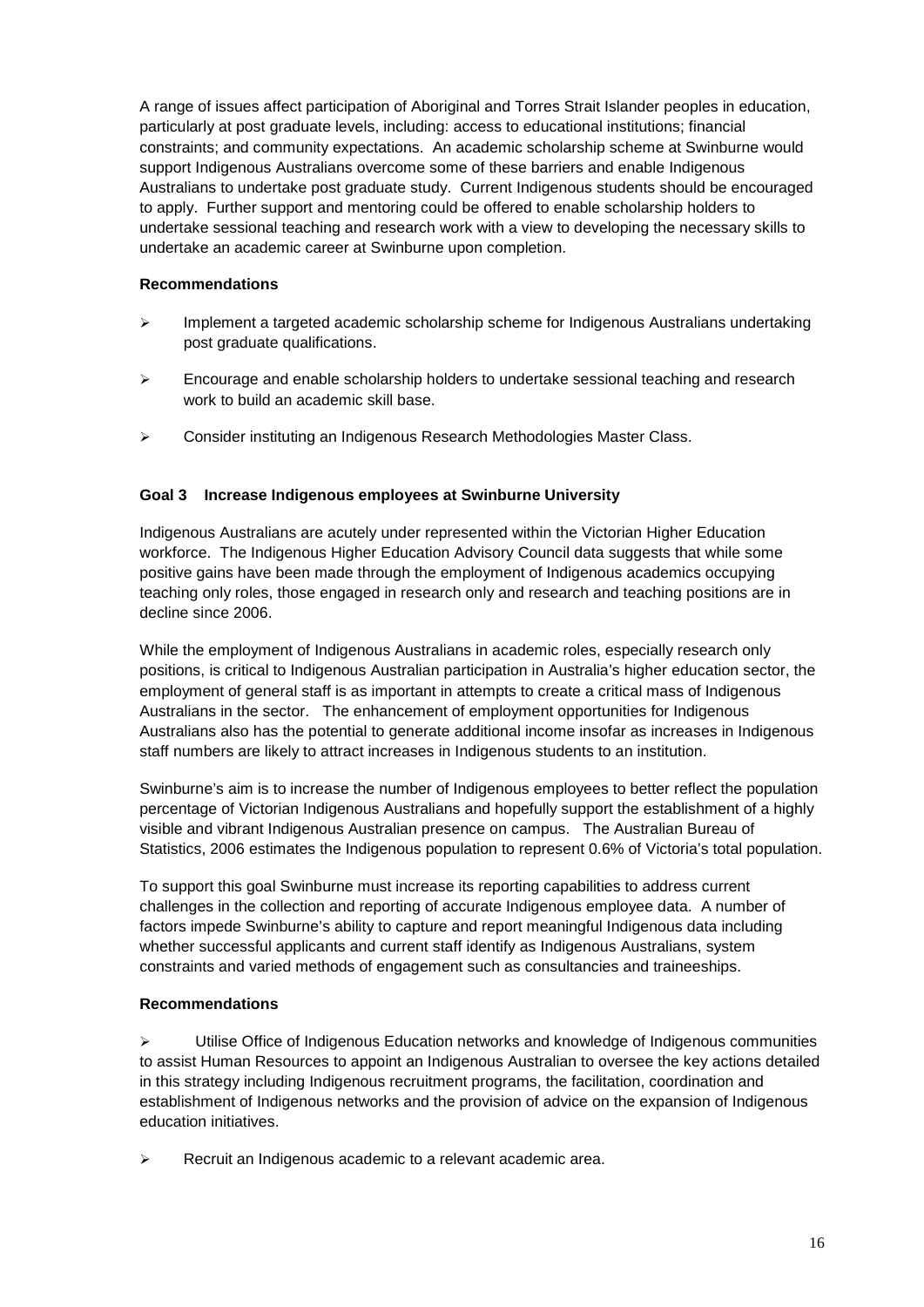A range of issues affect participation of Aboriginal and Torres Strait Islander peoples in education, particularly at post graduate levels, including: access to educational institutions; financial constraints; and community expectations. An academic scholarship scheme at Swinburne would support Indigenous Australians overcome some of these barriers and enable Indigenous Australians to undertake post graduate study. Current Indigenous students should be encouraged to apply. Further support and mentoring could be offered to enable scholarship holders to undertake sessional teaching and research work with a view to developing the necessary skills to undertake an academic career at Swinburne upon completion.

**Recommendations**

- Implement a targeted academic scholarship scheme for Indigenous Australians undertaking post graduate qualifications.
- Encourage and enable scholarship holders to undertake sessional teaching and research work to build an academic skill base.
- Consider instituting an Indigenous Research Methodologies Master Class.

### Goal 3 Increase Indigenous employees at Swinburne University

Indigenous Australians are acutely under represented within the Victorian Higher Education workforce. The Indigenous Higher Education Advisory Council data suggests that while some positive gains have been made through the employment of Indigenous academics occupying teaching only roles, those engaged in research only and research and teaching positions are in decline since 2006.

While the employment of Indigenous Australians in academic roles, especially research only positions, is critical to Indigenous Australian participation in Australia's higher education sector, the employment of general staff is as important in attempts to create a critical mass of Indigenous Australians in the sector. The enhancement of employment opportunities for Indigenous Australians also has the potential to generate additional income insofar as increases in Indigenous staff numbers are likely to attract increases in Indigenous students to an institution.

Swinburne's aim is to increase the number of Indigenous employees to better reflect the population percentage of Victorian Indigenous Australians and hopefully support the establishment of a highly visible and vibrant Indigenous Australian presence on campus. The Australian Bureau of Statistics, 2006 estimates the Indigenous population to represent 0.6% of Victoria's total population.

To support this goal Swinburne must increase its reporting capabilities to address current challenges in the collection and reporting of accurate Indigenous employee data. A number of factors impede Swinburne's ability to capture and report meaningful Indigenous data including whether successful applicants and current staff identify as Indigenous Australians, system constraints and varied methods of engagement such as consultancies and traineeships.

**Recommendations**

- Utilise Office of Indigenous Education networks and knowledge of Indigenous communities to assist Human Resources to appoint an Indigenous Australian to oversee the key actions detailed in this strategy including Indigenous recruitment programs, the facilitation, coordination and establishment of Indigenous networks and the provision of advice on the expansion of Indigenous education initiatives.
- Recruit an Indigenous academic to a relevant academic area.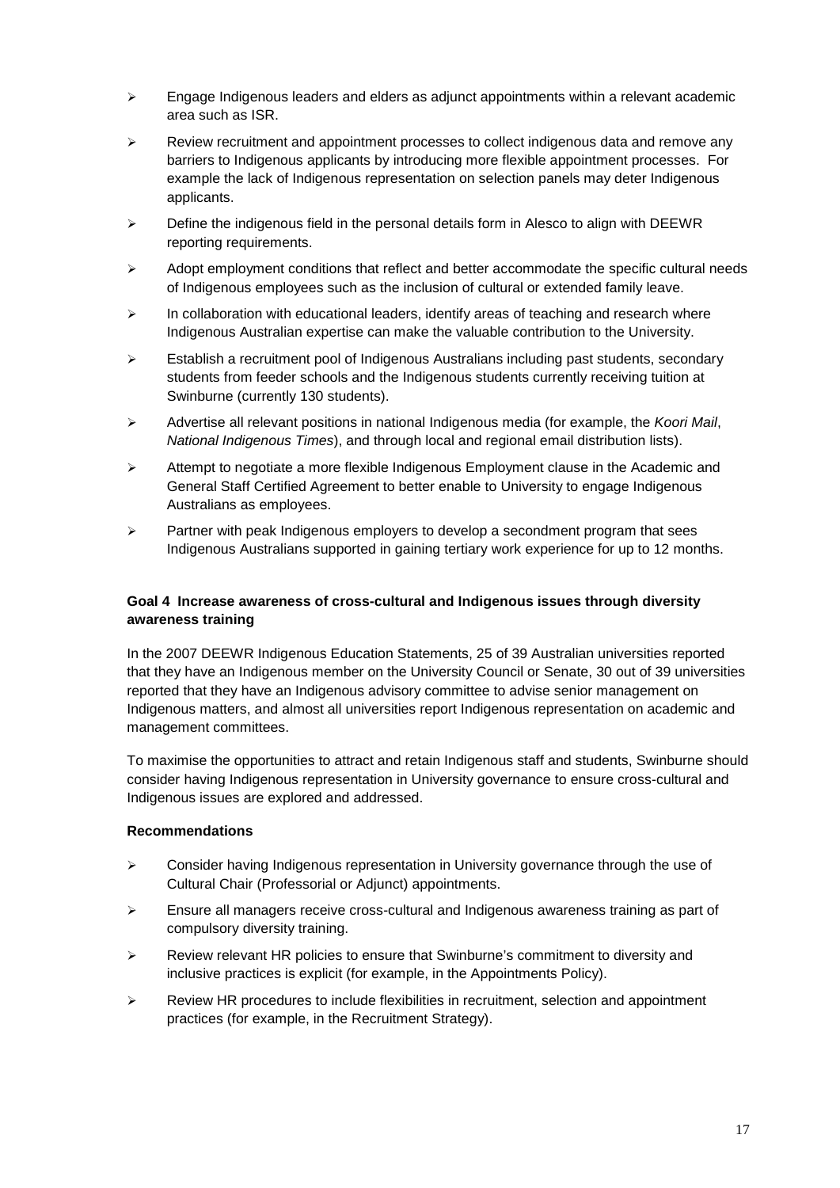- Engage Indigenous leaders and elders as adjunct appointments within a relevant academic area such as ISR.
- Review recruitment and appointment processes to collect indigenous data and remove any barriers to Indigenous applicants by introducing more flexible appointment processes. For example the lack of Indigenous representation on selection panels may deter Indigenous applicants.
- Define the indigenous field in the personal details form in Alesco to align with DEEWR reporting requirements.
- Adopt employment conditions that reflect and better accommodate the specific cultural needs of Indigenous employees such as the inclusion of cultural or extended family leave.
- In collaboration with educational leaders, identify areas of teaching and research where Indigenous Australian expertise can make the valuable contribution to the University.
- Establish a recruitment pool of Indigenous Australians including past students, secondary students from feeder schools and the Indigenous students currently receiving tuition at Swinburne (currently 130 students).
- Advertise all relevant positions in national Indigenous media (for example, the *Koori Mail*, *National Indigenous Times*), and through local and regional email distribution lists).
- Attempt to negotiate a more flexible Indigenous Employment clause in the Academic and General Staff Certified Agreement to better enable to University to engage Indigenous Australians as employees.
- Partner with peak Indigenous employers to develop a secondment program that sees Indigenous Australians supported in gaining tertiary work experience for up to 12 months.

**Goal 4 Increase awareness of cross-cultural and Indigenous issues through diversity awareness training**

In the 2007 DEEWR Indigenous Education Statements, 25 of 39 Australian universities reported that they have an Indigenous member on the University Council or Senate, 30 out of 39 universities reported that they have an Indigenous advisory committee to advise senior management on Indigenous matters, and almost all universities report Indigenous representation on academic and management committees.

To maximise the opportunities to attract and retain Indigenous staff and students, Swinburne should consider having Indigenous representation in University governance to ensure cross-cultural and Indigenous issues are explored and addressed.

**Recommendations**

- Consider having Indigenous representation in University governance through the use of Cultural Chair (Professorial or Adjunct) appointments.
- Ensure all managers receive cross-cultural and Indigenous awareness training as part of compulsory diversity training.
- Review relevant HR policies to ensure that Swinburne's commitment to diversity and inclusive practices is explicit (for example, in the Appointments Policy).
- Review HR procedures to include flexibilities in recruitment, selection and appointment practices (for example, in the Recruitment Strategy).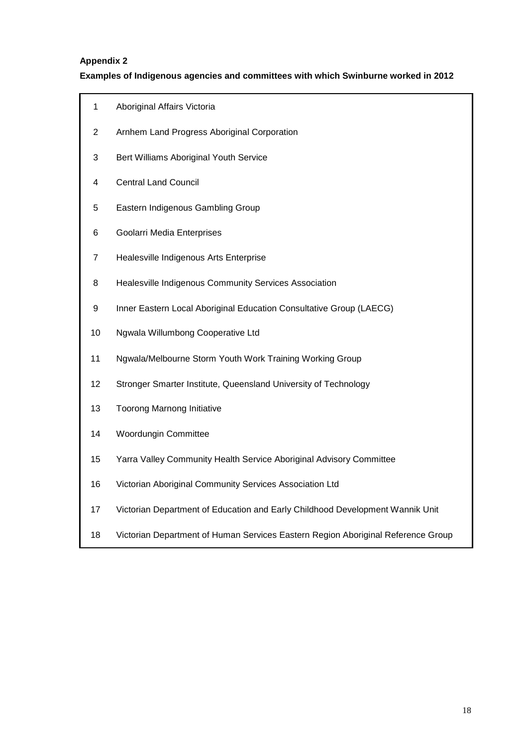**Appendix 2**

**Examples of Indigenous agencies and committees with which Swinburne worked in 2012**

| | |
|---|---|
| 1 | Aboriginal Affairs Victoria |
| 2 | Arnhem Land Progress Aboriginal Corporation |
| 3 | Bert Williams Aboriginal Youth Service |
| 4 | Central Land Council |
| 5 | Eastern Indigenous Gambling Group |
| 6 | Goolarri Media Enterprises |
| 7 | Healesville Indigenous Arts Enterprise |
| 8 | Healesville Indigenous Community Services Association |
| 9 | Inner Eastern Local Aboriginal Education Consultative Group (LAECG) |
| 10 | Ngwala Willumbong Cooperative Ltd |
| 11 | Ngwala/Melbourne Storm Youth Work Training Working Group |
| 12 | Stronger Smarter Institute, Queensland University of Technology |
| 13 | Toorong Marnong Initiative |
| 14 | Woordungin Committee |
| 15 | Yarra Valley Community Health Service Aboriginal Advisory Committee |
| 16 | Victorian Aboriginal Community Services Association Ltd |
| 17 | Victorian Department of Education and Early Childhood Development Wannik Unit |
| 18 | Victorian Department of Human Services Eastern Region Aboriginal Reference Group |